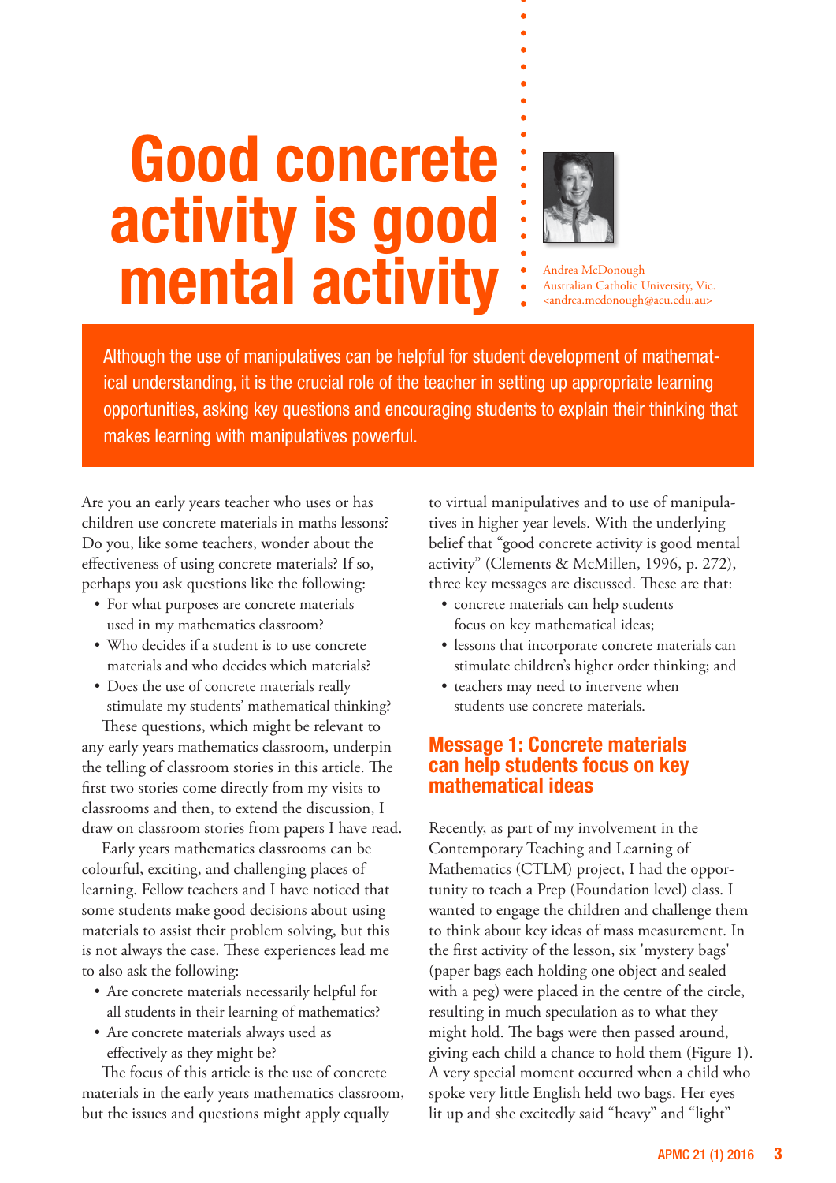# Good concrete activity is good mental activity

Andrea McDonough
Australian Catholic University, Vic.
<andrea.mcdonough@acu.edu.au>

Although the use of manipulatives can be helpful for student development of mathematical understanding, it is the crucial role of the teacher in setting up appropriate learning opportunities, asking key questions and encouraging students to explain their thinking that makes learning with manipulatives powerful.

Are you an early years teacher who uses or has children use concrete materials in maths lessons? Do you, like some teachers, wonder about the effectiveness of using concrete materials? If so, perhaps you ask questions like the following:

- For what purposes are concrete materials used in my mathematics classroom?
- Who decides if a student is to use concrete materials and who decides which materials?
- Does the use of concrete materials really stimulate my students' mathematical thinking?

These questions, which might be relevant to any early years mathematics classroom, underpin the telling of classroom stories in this article. The first two stories come directly from my visits to classrooms and then, to extend the discussion, I draw on classroom stories from papers I have read.

Early years mathematics classrooms can be colourful, exciting, and challenging places of learning. Fellow teachers and I have noticed that some students make good decisions about using materials to assist their problem solving, but this is not always the case. These experiences lead me to also ask the following:

- Are concrete materials necessarily helpful for all students in their learning of mathematics?
- Are concrete materials always used as effectively as they might be?

The focus of this article is the use of concrete materials in the early years mathematics classroom, but the issues and questions might apply equally to virtual manipulatives and to use of manipulatives in higher year levels. With the underlying belief that "good concrete activity is good mental activity" (Clements & McMillen, 1996, p. 272), three key messages are discussed. These are that:

- concrete materials can help students focus on key mathematical ideas;
- lessons that incorporate concrete materials can stimulate children's higher order thinking; and
- teachers may need to intervene when students use concrete materials.

## Message 1: Concrete materials can help students focus on key mathematical ideas

Recently, as part of my involvement in the Contemporary Teaching and Learning of Mathematics (CTLM) project, I had the opportunity to teach a Prep (Foundation level) class. I wanted to engage the children and challenge them to think about key ideas of mass measurement. In the first activity of the lesson, six 'mystery bags' (paper bags each holding one object and sealed with a peg) were placed in the centre of the circle, resulting in much speculation as to what they might hold. The bags were then passed around, giving each child a chance to hold them (Figure 1). A very special moment occurred when a child who spoke very little English held two bags. Her eyes lit up and she excitedly said "heavy" and "light"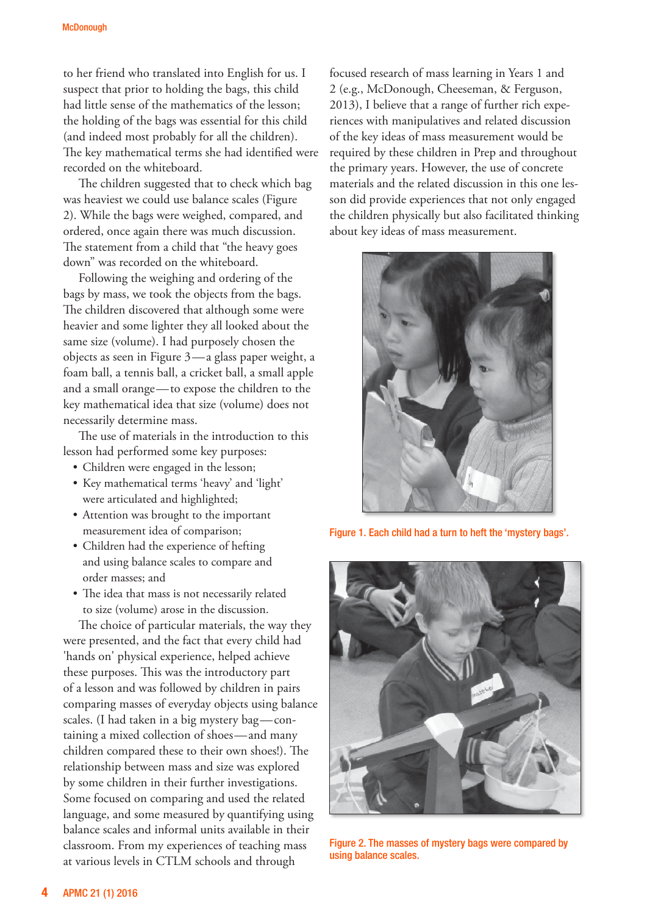to her friend who translated into English for us. I suspect that prior to holding the bags, this child had little sense of the mathematics of the lesson; the holding of the bags was essential for this child (and indeed most probably for all the children). The key mathematical terms she had identified were recorded on the whiteboard.

The children suggested that to check which bag was heaviest we could use balance scales (Figure 2). While the bags were weighed, compared, and ordered, once again there was much discussion. The statement from a child that "the heavy goes down" was recorded on the whiteboard.

Following the weighing and ordering of the bags by mass, we took the objects from the bags. The children discovered that although some were heavier and some lighter they all looked about the same size (volume). I had purposely chosen the objects as seen in Figure 3—a glass paper weight, a foam ball, a tennis ball, a cricket ball, a small apple and a small orange—to expose the children to the key mathematical idea that size (volume) does not necessarily determine mass.

The use of materials in the introduction to this lesson had performed some key purposes:

- Children were engaged in the lesson;
- Key mathematical terms 'heavy' and 'light' were articulated and highlighted;
- Attention was brought to the important measurement idea of comparison;
- Children had the experience of hefting and using balance scales to compare and order masses; and
- The idea that mass is not necessarily related to size (volume) arose in the discussion.

The choice of particular materials, the way they were presented, and the fact that every child had 'hands on' physical experience, helped achieve these purposes. This was the introductory part of a lesson and was followed by children in pairs comparing masses of everyday objects using balance scales. (I had taken in a big mystery bag—containing a mixed collection of shoes—and many children compared these to their own shoes!). The relationship between mass and size was explored by some children in their further investigations. Some focused on comparing and used the related language, and some measured by quantifying using balance scales and informal units available in their classroom. From my experiences of teaching mass at various levels in CTLM schools and through focused research of mass learning in Years 1 and 2 (e.g., McDonough, Cheeseman, & Ferguson, 2013), I believe that a range of further rich experiences with manipulatives and related discussion of the key ideas of mass measurement would be required by these children in Prep and throughout the primary years. However, the use of concrete materials and the related discussion in this one lesson did provide experiences that not only engaged the children physically but also facilitated thinking about key ideas of mass measurement.

Figure 1. Each child had a turn to heft the 'mystery bags'.

Figure 2. The masses of mystery bags were compared by using balance scales.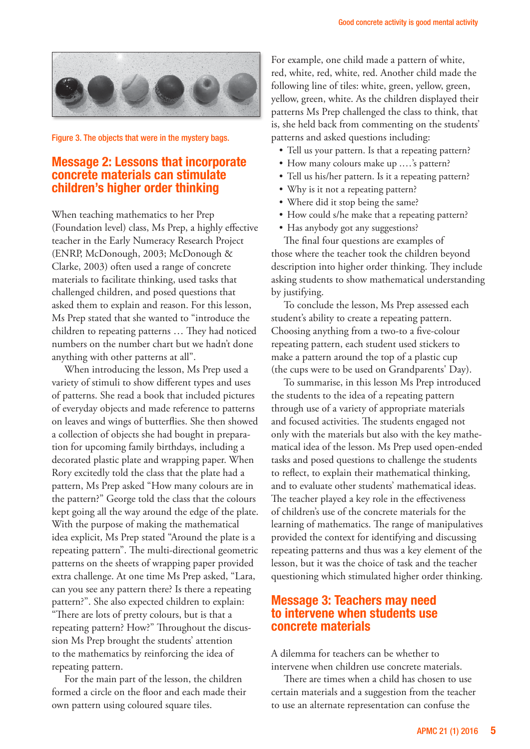Figure 3. The objects that were in the mystery bags.

## Message 2: Lessons that incorporate concrete materials can stimulate children's higher order thinking

When teaching mathematics to her Prep (Foundation level) class, Ms Prep, a highly effective teacher in the Early Numeracy Research Project (ENRP, McDonough, 2003; McDonough & Clarke, 2003) often used a range of concrete materials to facilitate thinking, used tasks that challenged children, and posed questions that asked them to explain and reason. For this lesson, Ms Prep stated that she wanted to "introduce the children to repeating patterns … They had noticed numbers on the number chart but we hadn't done anything with other patterns at all".

When introducing the lesson, Ms Prep used a variety of stimuli to show different types and uses of patterns. She read a book that included pictures of everyday objects and made reference to patterns on leaves and wings of butterflies. She then showed a collection of objects she had bought in preparation for upcoming family birthdays, including a decorated plastic plate and wrapping paper. When Rory excitedly told the class that the plate had a pattern, Ms Prep asked "How many colours are in the pattern?" George told the class that the colours kept going all the way around the edge of the plate. With the purpose of making the mathematical idea explicit, Ms Prep stated "Around the plate is a repeating pattern". The multi-directional geometric patterns on the sheets of wrapping paper provided extra challenge. At one time Ms Prep asked, "Lara, can you see any pattern there? Is there a repeating pattern?". She also expected children to explain: "There are lots of pretty colours, but is that a repeating pattern? How?" Throughout the discussion Ms Prep brought the students' attention to the mathematics by reinforcing the idea of repeating pattern.

For the main part of the lesson, the children formed a circle on the floor and each made their own pattern using coloured square tiles.

For example, one child made a pattern of white, red, white, red, white, red. Another child made the following line of tiles: white, green, yellow, green, yellow, green, white. As the children displayed their patterns Ms Prep challenged the class to think, that is, she held back from commenting on the students' patterns and asked questions including:

- Tell us your pattern. Is that a repeating pattern?
- How many colours make up ….'s pattern?
- Tell us his/her pattern. Is it a repeating pattern?
- Why is it not a repeating pattern?
- Where did it stop being the same?
- How could s/he make that a repeating pattern?
- Has anybody got any suggestions?

The final four questions are examples of those where the teacher took the children beyond description into higher order thinking. They include asking students to show mathematical understanding by justifying.

To conclude the lesson, Ms Prep assessed each student's ability to create a repeating pattern. Choosing anything from a two-to a five-colour repeating pattern, each student used stickers to make a pattern around the top of a plastic cup (the cups were to be used on Grandparents' Day).

To summarise, in this lesson Ms Prep introduced the students to the idea of a repeating pattern through use of a variety of appropriate materials and focused activities. The students engaged not only with the materials but also with the key mathematical idea of the lesson. Ms Prep used open-ended tasks and posed questions to challenge the students to reflect, to explain their mathematical thinking, and to evaluate other students' mathematical ideas. The teacher played a key role in the effectiveness of children's use of the concrete materials for the learning of mathematics. The range of manipulatives provided the context for identifying and discussing repeating patterns and thus was a key element of the lesson, but it was the choice of task and the teacher questioning which stimulated higher order thinking.

## Message 3: Teachers may need to intervene when students use concrete materials

A dilemma for teachers can be whether to intervene when children use concrete materials.

There are times when a child has chosen to use certain materials and a suggestion from the teacher to use an alternate representation can confuse the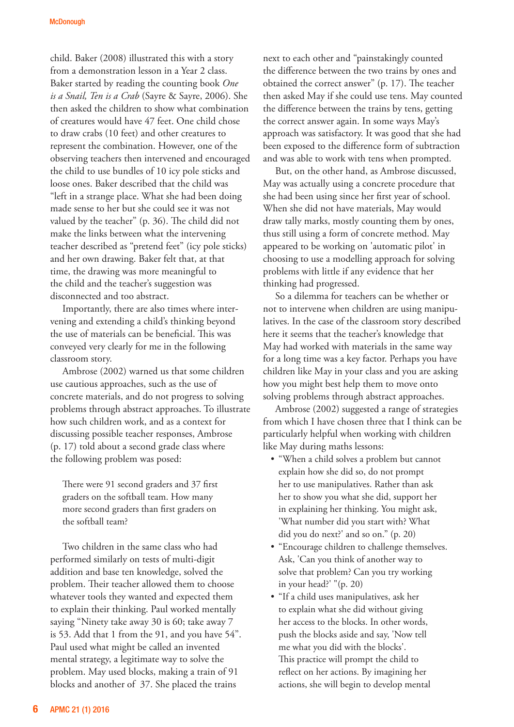child. Baker (2008) illustrated this with a story from a demonstration lesson in a Year 2 class. Baker started by reading the counting book *One is a Snail, Ten is a Crab* (Sayre & Sayre, 2006). She then asked the children to show what combination of creatures would have 47 feet. One child chose to draw crabs (10 feet) and other creatures to represent the combination. However, one of the observing teachers then intervened and encouraged the child to use bundles of 10 icy pole sticks and loose ones. Baker described that the child was "left in a strange place. What she had been doing made sense to her but she could see it was not valued by the teacher" (p. 36). The child did not make the links between what the intervening teacher described as "pretend feet" (icy pole sticks) and her own drawing. Baker felt that, at that time, the drawing was more meaningful to the child and the teacher's suggestion was disconnected and too abstract.

Importantly, there are also times where intervening and extending a child's thinking beyond the use of materials can be beneficial. This was conveyed very clearly for me in the following classroom story.

Ambrose (2002) warned us that some children use cautious approaches, such as the use of concrete materials, and do not progress to solving problems through abstract approaches. To illustrate how such children work, and as a context for discussing possible teacher responses, Ambrose (p. 17) told about a second grade class where the following problem was posed:

> There were 91 second graders and 37 first graders on the softball team. How many more second graders than first graders on the softball team?

Two children in the same class who had performed similarly on tests of multi-digit addition and base ten knowledge, solved the problem. Their teacher allowed them to choose whatever tools they wanted and expected them to explain their thinking. Paul worked mentally saying "Ninety take away 30 is 60; take away 7 is 53. Add that 1 from the 91, and you have 54". Paul used what might be called an invented mental strategy, a legitimate way to solve the problem. May used blocks, making a train of 91 blocks and another of 37. She placed the trains next to each other and "painstakingly counted the difference between the two trains by ones and obtained the correct answer" (p. 17). The teacher then asked May if she could use tens. May counted the difference between the trains by tens, getting the correct answer again. In some ways May's approach was satisfactory. It was good that she had been exposed to the difference form of subtraction and was able to work with tens when prompted.

But, on the other hand, as Ambrose discussed, May was actually using a concrete procedure that she had been using since her first year of school. When she did not have materials, May would draw tally marks, mostly counting them by ones, thus still using a form of concrete method. May appeared to be working on 'automatic pilot' in choosing to use a modelling approach for solving problems with little if any evidence that her thinking had progressed.

So a dilemma for teachers can be whether or not to intervene when children are using manipulatives. In the case of the classroom story described here it seems that the teacher's knowledge that May had worked with materials in the same way for a long time was a key factor. Perhaps you have children like May in your class and you are asking how you might best help them to move onto solving problems through abstract approaches.

Ambrose (2002) suggested a range of strategies from which I have chosen three that I think can be particularly helpful when working with children like May during maths lessons:

- "When a child solves a problem but cannot explain how she did so, do not prompt her to use manipulatives. Rather than ask her to show you what she did, support her in explaining her thinking. You might ask, 'What number did you start with? What did you do next?' and so on." (p. 20)
- "Encourage children to challenge themselves. Ask, 'Can you think of another way to solve that problem? Can you try working in your head?' "(p. 20)
- "If a child uses manipulatives, ask her to explain what she did without giving her access to the blocks. In other words, push the blocks aside and say, 'Now tell me what you did with the blocks'. This practice will prompt the child to reflect on her actions. By imagining her actions, she will begin to develop mental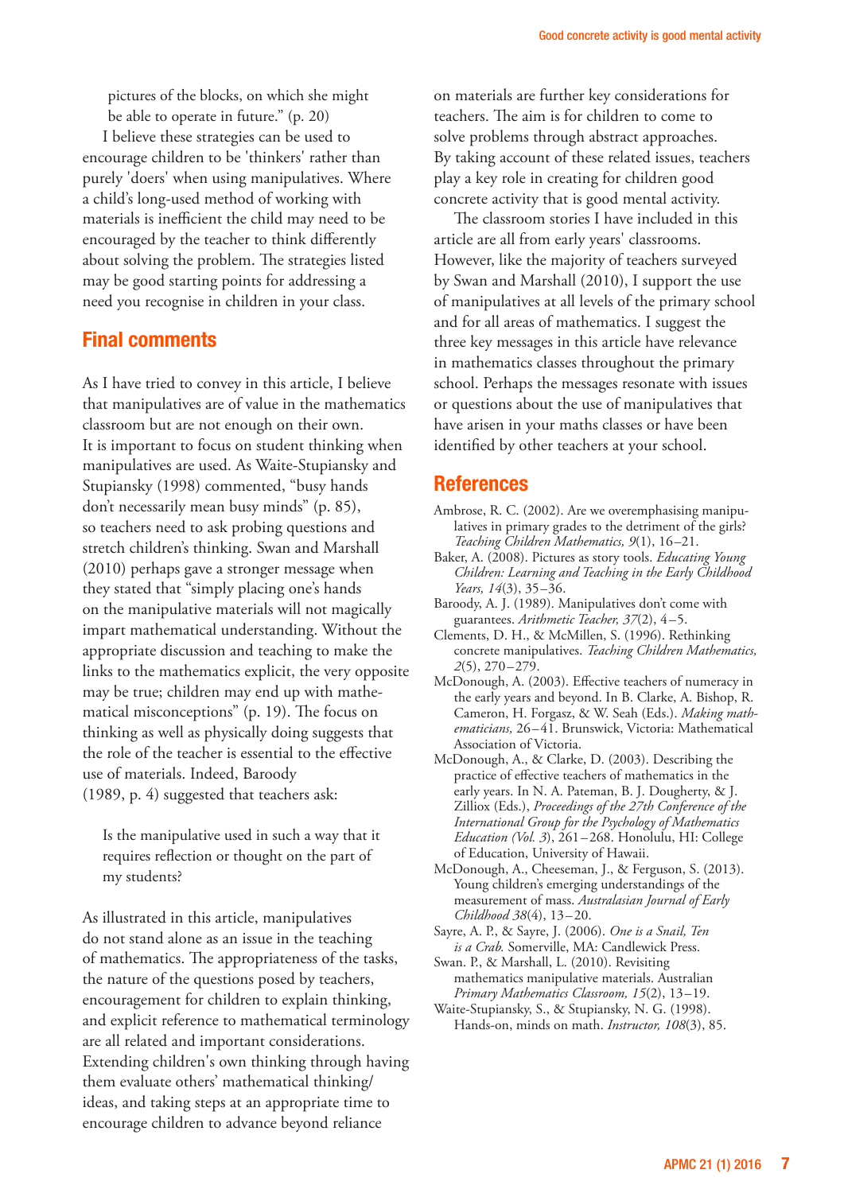pictures of the blocks, on which she might be able to operate in future." (p. 20)

I believe these strategies can be used to encourage children to be 'thinkers' rather than purely 'doers' when using manipulatives. Where a child's long-used method of working with materials is inefficient the child may need to be encouraged by the teacher to think differently about solving the problem. The strategies listed may be good starting points for addressing a need you recognise in children in your class.

## Final comments

As I have tried to convey in this article, I believe that manipulatives are of value in the mathematics classroom but are not enough on their own. It is important to focus on student thinking when manipulatives are used. As Waite-Stupiansky and Stupiansky (1998) commented, "busy hands don't necessarily mean busy minds" (p. 85), so teachers need to ask probing questions and stretch children's thinking. Swan and Marshall (2010) perhaps gave a stronger message when they stated that "simply placing one's hands on the manipulative materials will not magically impart mathematical understanding. Without the appropriate discussion and teaching to make the links to the mathematics explicit, the very opposite may be true; children may end up with mathematical misconceptions" (p. 19). The focus on thinking as well as physically doing suggests that the role of the teacher is essential to the effective use of materials. Indeed, Baroody (1989, p. 4) suggested that teachers ask:

> Is the manipulative used in such a way that it requires reflection or thought on the part of my students?

As illustrated in this article, manipulatives do not stand alone as an issue in the teaching of mathematics. The appropriateness of the tasks, the nature of the questions posed by teachers, encouragement for children to explain thinking, and explicit reference to mathematical terminology are all related and important considerations. Extending children's own thinking through having them evaluate others' mathematical thinking/ideas, and taking steps at an appropriate time to encourage children to advance beyond reliance on materials are further key considerations for teachers. The aim is for children to come to solve problems through abstract approaches. By taking account of these related issues, teachers play a key role in creating for children good concrete activity that is good mental activity.

The classroom stories I have included in this article are all from early years' classrooms. However, like the majority of teachers surveyed by Swan and Marshall (2010), I support the use of manipulatives at all levels of the primary school and for all areas of mathematics. I suggest the three key messages in this article have relevance in mathematics classes throughout the primary school. Perhaps the messages resonate with issues or questions about the use of manipulatives that have arisen in your maths classes or have been identified by other teachers at your school.

## References

Ambrose, R. C. (2002). Are we overemphasising manipulatives in primary grades to the detriment of the girls? *Teaching Children Mathematics, 9*(1), 16–21.

Baker, A. (2008). Pictures as story tools. *Educating Young Children: Learning and Teaching in the Early Childhood Years, 14*(3), 35–36.

Baroody, A. J. (1989). Manipulatives don't come with guarantees. *Arithmetic Teacher, 37*(2), 4–5.

Clements, D. H., & McMillen, S. (1996). Rethinking concrete manipulatives. *Teaching Children Mathematics, 2*(5), 270–279.

McDonough, A. (2003). Effective teachers of numeracy in the early years and beyond. In B. Clarke, A. Bishop, R. Cameron, H. Forgasz, & W. Seah (Eds.). *Making mathematicians,* 26–41. Brunswick, Victoria: Mathematical Association of Victoria.

McDonough, A., & Clarke, D. (2003). Describing the practice of effective teachers of mathematics in the early years. In N. A. Pateman, B. J. Dougherty, & J. Zilliox (Eds.), *Proceedings of the 27th Conference of the International Group for the Psychology of Mathematics Education (Vol. 3)*, 261–268. Honolulu, HI: College of Education, University of Hawaii.

McDonough, A., Cheeseman, J., & Ferguson, S. (2013). Young children's emerging understandings of the measurement of mass. *Australasian Journal of Early Childhood 38*(4), 13–20.

Sayre, A. P., & Sayre, J. (2006). *One is a Snail, Ten is a Crab.* Somerville, MA: Candlewick Press.

Swan. P., & Marshall, L. (2010). Revisiting mathematics manipulative materials. Australian *Primary Mathematics Classroom, 15*(2), 13–19.

Waite-Stupiansky, S., & Stupiansky, N. G. (1998). Hands-on, minds on math. *Instructor, 108*(3), 85.